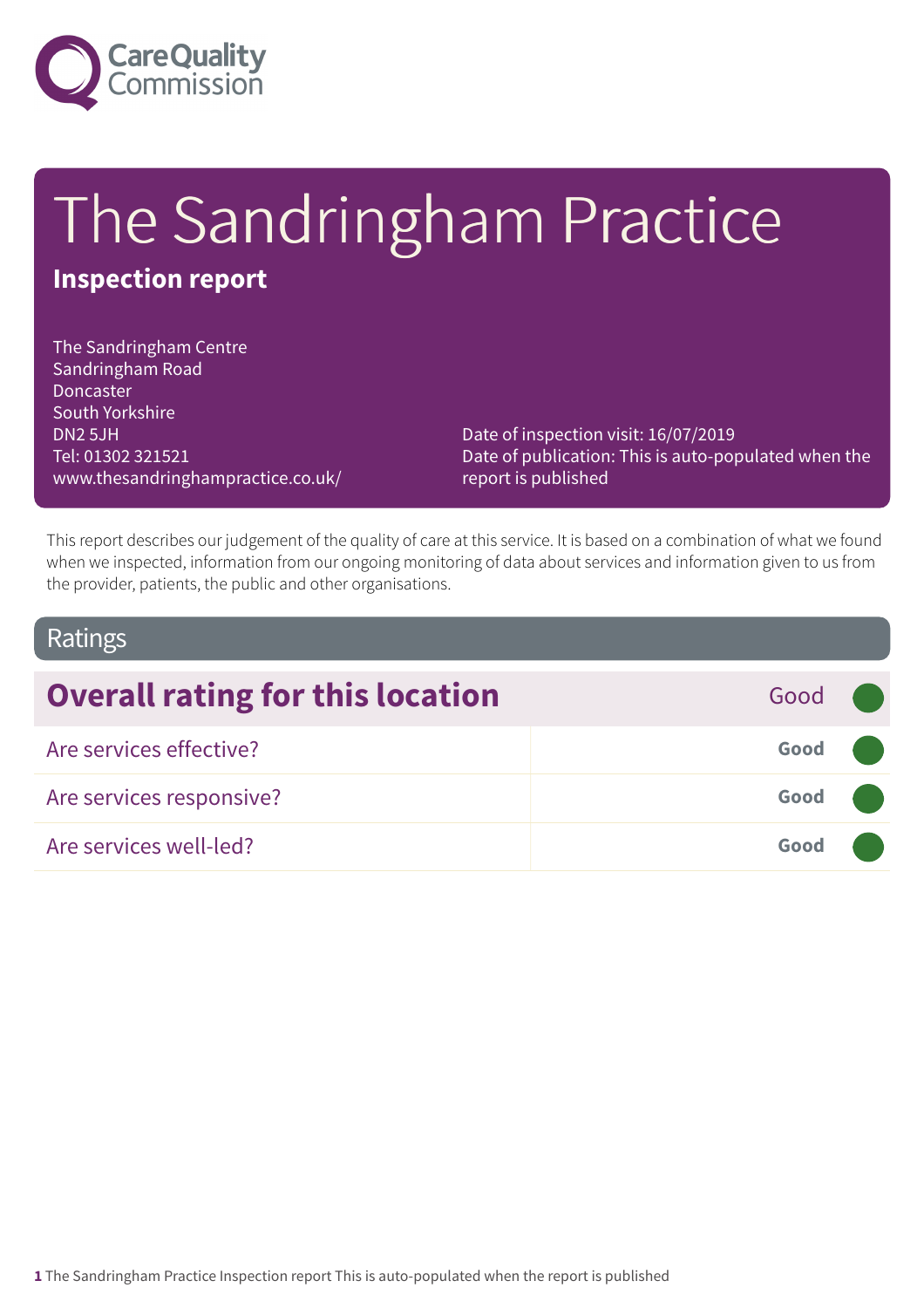# The Sandringham Practice

**Inspection report**

The Sandringham Centre
Sandringham Road
Doncaster
South Yorkshire
DN2 5JH
Tel: 01302 321521
www.thesandringhampractice.co.uk/

Date of inspection visit: 16/07/2019
Date of publication: This is auto-populated when the report is published

This report describes our judgement of the quality of care at this service. It is based on a combination of what we found when we inspected, information from our ongoing monitoring of data about services and information given to us from the provider, patients, the public and other organisations.

## Ratings

| Overall rating for this location | Good |
|---|---|
| Are services effective? | Good |
| Are services responsive? | Good |
| Are services well-led? | Good |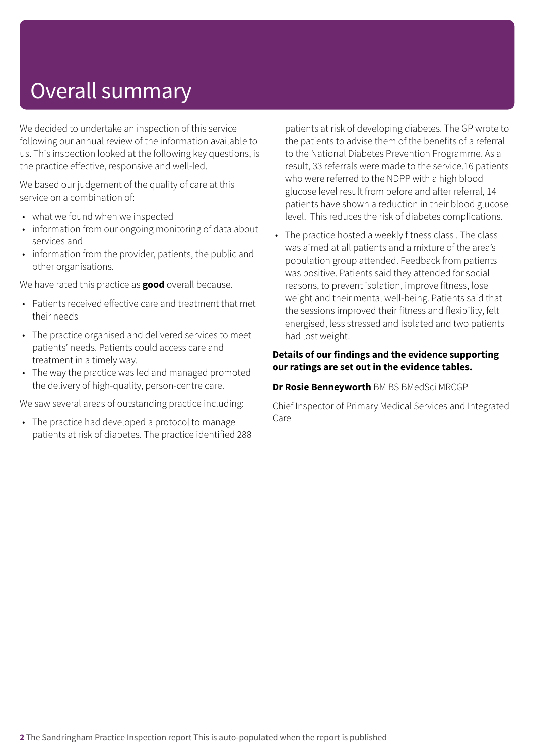# Overall summary

We decided to undertake an inspection of this service following our annual review of the information available to us. This inspection looked at the following key questions, is the practice effective, responsive and well-led.

We based our judgement of the quality of care at this service on a combination of:

- what we found when we inspected
- information from our ongoing monitoring of data about services and
- information from the provider, patients, the public and other organisations.

We have rated this practice as **good** overall because.

- Patients received effective care and treatment that met their needs
- The practice organised and delivered services to meet patients' needs. Patients could access care and treatment in a timely way.
- The way the practice was led and managed promoted the delivery of high-quality, person-centre care.

We saw several areas of outstanding practice including:

- The practice had developed a protocol to manage patients at risk of diabetes. The practice identified 288 patients at risk of developing diabetes. The GP wrote to the patients to advise them of the benefits of a referral to the National Diabetes Prevention Programme. As a result, 33 referrals were made to the service.16 patients who were referred to the NDPP with a high blood glucose level result from before and after referral, 14 patients have shown a reduction in their blood glucose level. This reduces the risk of diabetes complications.
- The practice hosted a weekly fitness class . The class was aimed at all patients and a mixture of the area's population group attended. Feedback from patients was positive. Patients said they attended for social reasons, to prevent isolation, improve fitness, lose weight and their mental well-being. Patients said that the sessions improved their fitness and flexibility, felt energised, less stressed and isolated and two patients had lost weight.

**Details of our findings and the evidence supporting our ratings are set out in the evidence tables.**

**Dr Rosie Benneyworth** BM BS BMedSci MRCGP

Chief Inspector of Primary Medical Services and Integrated Care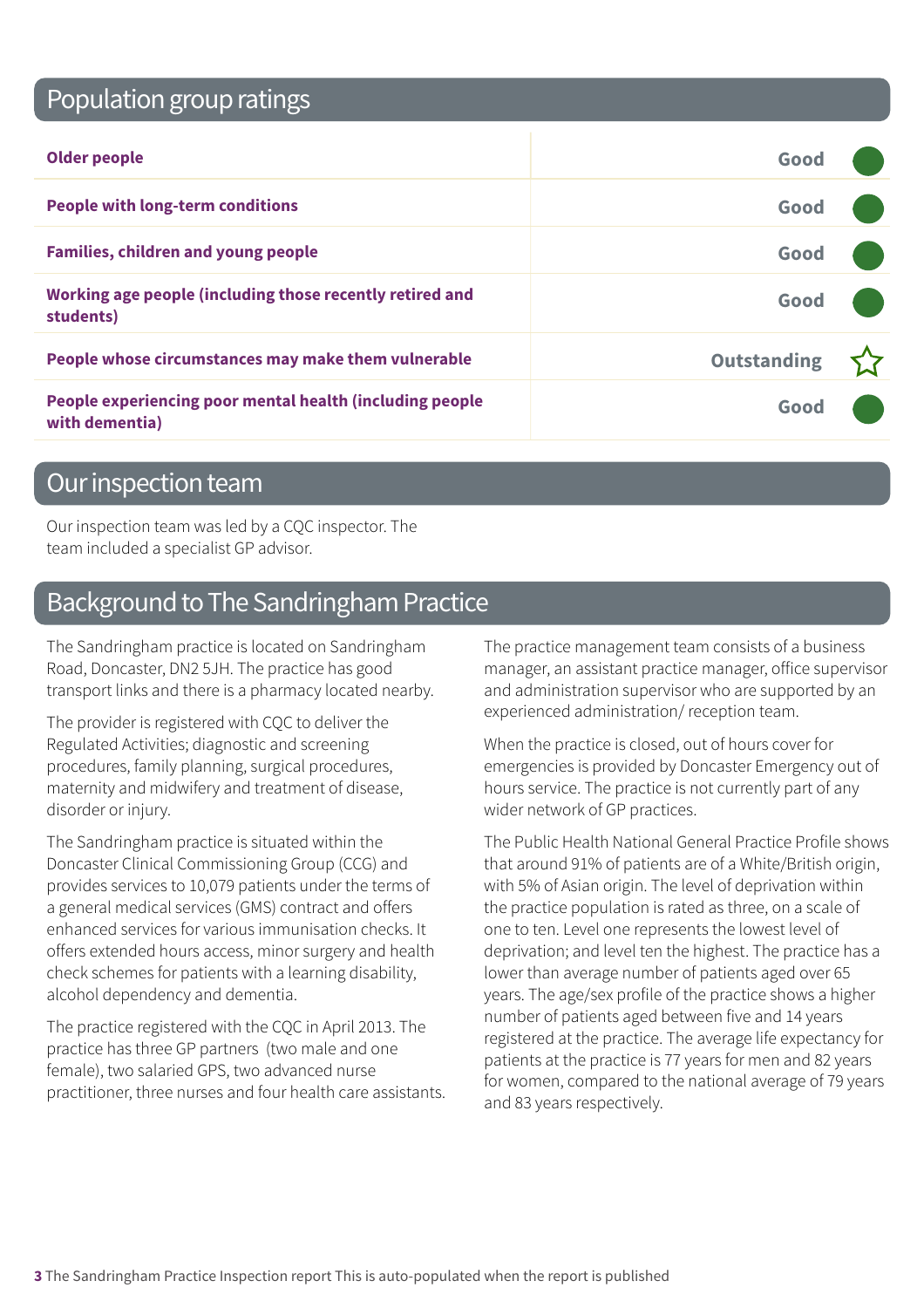## Population group ratings

| | |
|---|---|
| **Older people** | Good |
| **People with long-term conditions** | Good |
| **Families, children and young people** | Good |
| **Working age people (including those recently retired and students)** | Good |
| **People whose circumstances may make them vulnerable** | Outstanding |
| **People experiencing poor mental health (including people with dementia)** | Good |

## Our inspection team

Our inspection team was led by a CQC inspector. The team included a specialist GP advisor.

## Background to The Sandringham Practice

The Sandringham practice is located on Sandringham Road, Doncaster, DN2 5JH. The practice has good transport links and there is a pharmacy located nearby.

The provider is registered with CQC to deliver the Regulated Activities; diagnostic and screening procedures, family planning, surgical procedures, maternity and midwifery and treatment of disease, disorder or injury.

The Sandringham practice is situated within the Doncaster Clinical Commissioning Group (CCG) and provides services to 10,079 patients under the terms of a general medical services (GMS) contract and offers enhanced services for various immunisation checks. It offers extended hours access, minor surgery and health check schemes for patients with a learning disability, alcohol dependency and dementia.

The practice registered with the CQC in April 2013. The practice has three GP partners (two male and one female), two salaried GPS, two advanced nurse practitioner, three nurses and four health care assistants.

The practice management team consists of a business manager, an assistant practice manager, office supervisor and administration supervisor who are supported by an experienced administration/ reception team.

When the practice is closed, out of hours cover for emergencies is provided by Doncaster Emergency out of hours service. The practice is not currently part of any wider network of GP practices.

The Public Health National General Practice Profile shows that around 91% of patients are of a White/British origin, with 5% of Asian origin. The level of deprivation within the practice population is rated as three, on a scale of one to ten. Level one represents the lowest level of deprivation; and level ten the highest. The practice has a lower than average number of patients aged over 65 years. The age/sex profile of the practice shows a higher number of patients aged between five and 14 years registered at the practice. The average life expectancy for patients at the practice is 77 years for men and 82 years for women, compared to the national average of 79 years and 83 years respectively.